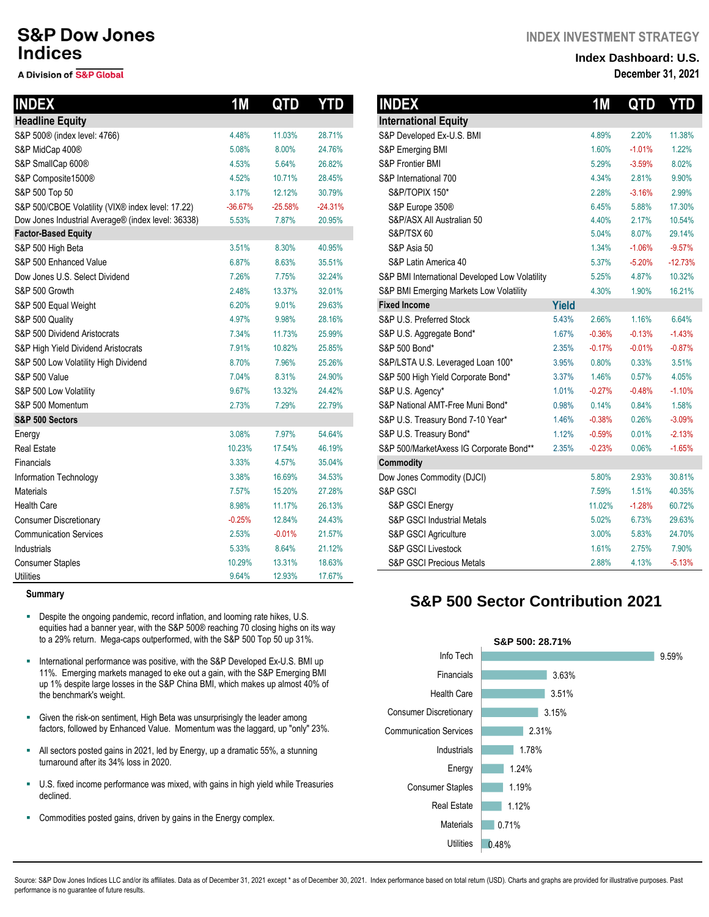S&P Dow Jones Indices

A Division of S&P Global

INDEX INVESTMENT STRATEGY

**Index Dashboard: U.S.**

**December 31, 2021**

| INDEX | 1M | QTD | YTD |
|---|---|---|---|
| **Headline Equity** | | | |
| S&P 500® (index level: 4766) | 4.48% | 11.03% | 28.71% |
| S&P MidCap 400® | 5.08% | 8.00% | 24.76% |
| S&P SmallCap 600® | 4.53% | 5.64% | 26.82% |
| S&P Composite1500® | 4.52% | 10.71% | 28.45% |
| S&P 500 Top 50 | 3.17% | 12.12% | 30.79% |
| S&P 500/CBOE Volatility (VIX® index level: 17.22) | -36.67% | -25.58% | -24.31% |
| Dow Jones Industrial Average® (index level: 36338) | 5.53% | 7.87% | 20.95% |
| **Factor-Based Equity** | | | |
| S&P 500 High Beta | 3.51% | 8.30% | 40.95% |
| S&P 500 Enhanced Value | 6.87% | 8.63% | 35.51% |
| Dow Jones U.S. Select Dividend | 7.26% | 7.75% | 32.24% |
| S&P 500 Growth | 2.48% | 13.37% | 32.01% |
| S&P 500 Equal Weight | 6.20% | 9.01% | 29.63% |
| S&P 500 Quality | 4.97% | 9.98% | 28.16% |
| S&P 500 Dividend Aristocrats | 7.34% | 11.73% | 25.99% |
| S&P High Yield Dividend Aristocrats | 7.91% | 10.82% | 25.85% |
| S&P 500 Low Volatility High Dividend | 8.70% | 7.96% | 25.26% |
| S&P 500 Value | 7.04% | 8.31% | 24.90% |
| S&P 500 Low Volatility | 9.67% | 13.32% | 24.42% |
| S&P 500 Momentum | 2.73% | 7.29% | 22.79% |
| **S&P 500 Sectors** | | | |
| Energy | 3.08% | 7.97% | 54.64% |
| Real Estate | 10.23% | 17.54% | 46.19% |
| Financials | 3.33% | 4.57% | 35.04% |
| Information Technology | 3.38% | 16.69% | 34.53% |
| Materials | 7.57% | 15.20% | 27.28% |
| Health Care | 8.98% | 11.17% | 26.13% |
| Consumer Discretionary | -0.25% | 12.84% | 24.43% |
| Communication Services | 2.53% | -0.01% | 21.57% |
| Industrials | 5.33% | 8.64% | 21.12% |
| Consumer Staples | 10.29% | 13.31% | 18.63% |
| Utilities | 9.64% | 12.93% | 17.67% |

| INDEX | | 1M | QTD | YTD |
|---|---|---|---|---|
| **International Equity** | | | | |
| S&P Developed Ex-U.S. BMI | | 4.89% | 2.20% | 11.38% |
| S&P Emerging BMI | | 1.60% | -1.01% | 1.22% |
| S&P Frontier BMI | | 5.29% | -3.59% | 8.02% |
| S&P International 700 | | 4.34% | 2.81% | 9.90% |
| S&P/TOPIX 150* | | 2.28% | -3.16% | 2.99% |
| S&P Europe 350® | | 6.45% | 5.88% | 17.30% |
| S&P/ASX All Australian 50 | | 4.40% | 2.17% | 10.54% |
| S&P/TSX 60 | | 5.04% | 8.07% | 29.14% |
| S&P Asia 50 | | 1.34% | -1.06% | -9.57% |
| S&P Latin America 40 | | 5.37% | -5.20% | -12.73% |
| S&P BMI International Developed Low Volatility | | 5.25% | 4.87% | 10.32% |
| S&P BMI Emerging Markets Low Volatility | | 4.30% | 1.90% | 16.21% |
| **Fixed Income** | **Yield** | | | |
| S&P U.S. Preferred Stock | 5.43% | 2.66% | 1.16% | 6.64% |
| S&P U.S. Aggregate Bond* | 1.67% | -0.36% | -0.13% | -1.43% |
| S&P 500 Bond* | 2.35% | -0.17% | -0.01% | -0.87% |
| S&P/LSTA U.S. Leveraged Loan 100* | 3.95% | 0.80% | 0.33% | 3.51% |
| S&P 500 High Yield Corporate Bond* | 3.37% | 1.46% | 0.57% | 4.05% |
| S&P U.S. Agency* | 1.01% | -0.27% | -0.48% | -1.10% |
| S&P National AMT-Free Muni Bond* | 0.98% | 0.14% | 0.84% | 1.58% |
| S&P U.S. Treasury Bond 7-10 Year* | 1.46% | -0.38% | 0.26% | -3.09% |
| S&P U.S. Treasury Bond* | 1.12% | -0.59% | 0.01% | -2.13% |
| S&P 500/MarketAxess IG Corporate Bond** | 2.35% | -0.23% | 0.06% | -1.65% |
| **Commodity** | | | | |
| Dow Jones Commodity (DJCI) | | 5.80% | 2.93% | 30.81% |
| S&P GSCI | | 7.59% | 1.51% | 40.35% |
| S&P GSCI Energy | | 11.02% | -1.28% | 60.72% |
| S&P GSCI Industrial Metals | | 5.02% | 6.73% | 29.63% |
| S&P GSCI Agriculture | | 3.00% | 5.83% | 24.70% |
| S&P GSCI Livestock | | 1.61% | 2.75% | 7.90% |
| S&P GSCI Precious Metals | | 2.88% | 4.13% | -5.13% |

### Summary

- Despite the ongoing pandemic, record inflation, and looming rate hikes, U.S. equities had a banner year, with the S&P 500® reaching 70 closing highs on its way to a 29% return. Mega-caps outperformed, with the S&P 500 Top 50 up 31%.
- International performance was positive, with the S&P Developed Ex-U.S. BMI up 11%. Emerging markets managed to eke out a gain, with the S&P Emerging BMI up 1% despite large losses in the S&P China BMI, which makes up almost 40% of the benchmark's weight.
- Given the risk-on sentiment, High Beta was unsurprisingly the leader among factors, followed by Enhanced Value. Momentum was the laggard, up "only" 23%.
- All sectors posted gains in 2021, led by Energy, up a dramatic 55%, a stunning turnaround after its 34% loss in 2020.
- U.S. fixed income performance was mixed, with gains in high yield while Treasuries declined.
- Commodities posted gains, driven by gains in the Energy complex.

## S&P 500 Sector Contribution 2021

S&P 500: 28.71%

| Sector | Contribution |
|---|---|
| Info Tech | 9.59% |
| Financials | 3.63% |
| Health Care | 3.51% |
| Consumer Discretionary | 3.15% |
| Communication Services | 2.31% |
| Industrials | 1.78% |
| Energy | 1.24% |
| Consumer Staples | 1.19% |
| Real Estate | 1.12% |
| Materials | 0.71% |
| Utilities | 0.48% |

Source: S&P Dow Jones Indices LLC and/or its affiliates. Data as of December 31, 2021 except * as of December 30, 2021. Index performance based on total return (USD). Charts and graphs are provided for illustrative purposes. Past performance is no guarantee of future results.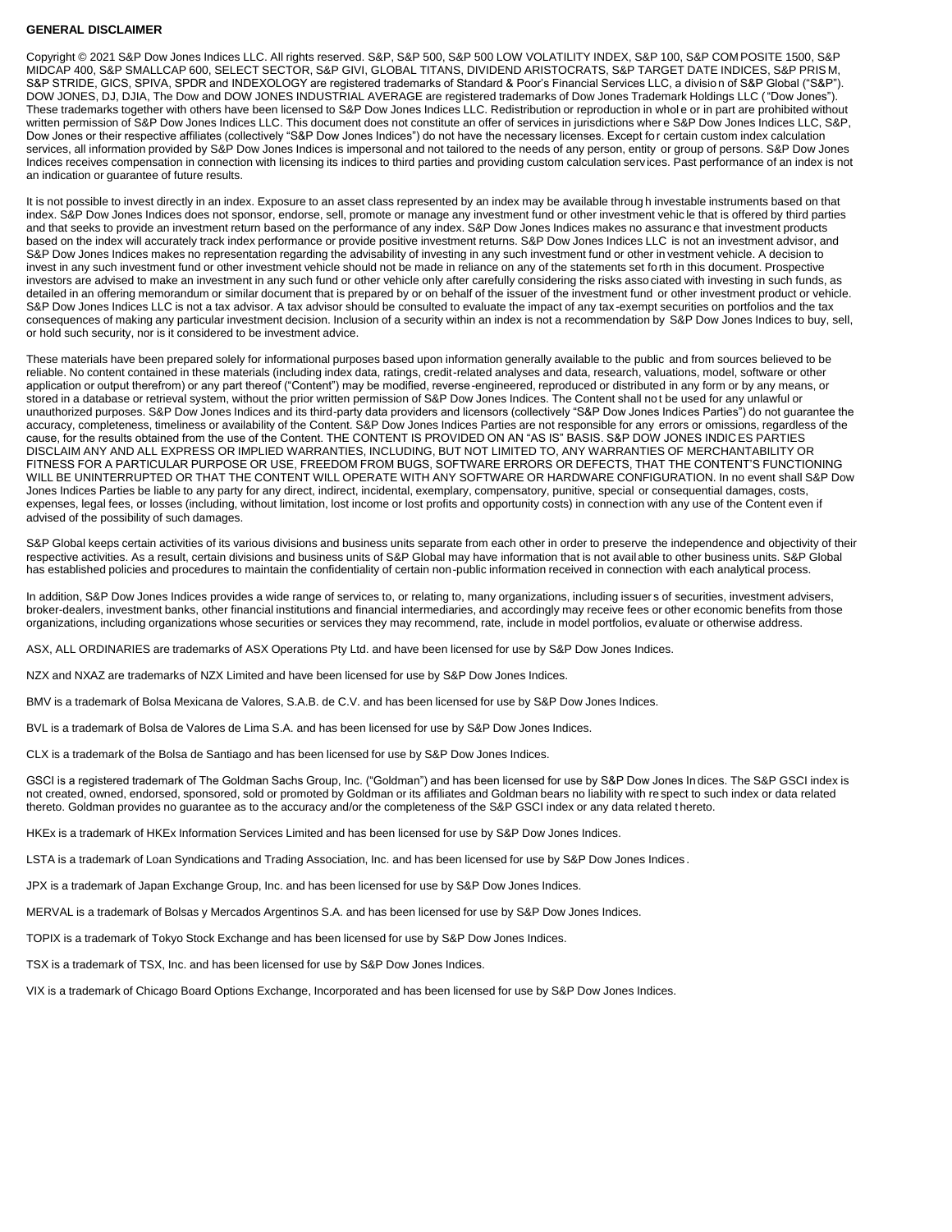**GENERAL DISCLAIMER**

Copyright © 2021 S&P Dow Jones Indices LLC. All rights reserved. S&P, S&P 500, S&P 500 LOW VOLATILITY INDEX, S&P 100, S&P COMPOSITE 1500, S&P MIDCAP 400, S&P SMALLCAP 600, SELECT SECTOR, S&P GIVI, GLOBAL TITANS, DIVIDEND ARISTOCRATS, S&P TARGET DATE INDICES, S&P PRISM, S&P STRIDE, GICS, SPIVA, SPDR and INDEXOLOGY are registered trademarks of Standard & Poor's Financial Services LLC, a division of S&P Global ("S&P"). DOW JONES, DJ, DJIA, The Dow and DOW JONES INDUSTRIAL AVERAGE are registered trademarks of Dow Jones Trademark Holdings LLC ("Dow Jones"). These trademarks together with others have been licensed to S&P Dow Jones Indices LLC. Redistribution or reproduction in whole or in part are prohibited without written permission of S&P Dow Jones Indices LLC. This document does not constitute an offer of services in jurisdictions where S&P Dow Jones Indices LLC, S&P, Dow Jones or their respective affiliates (collectively "S&P Dow Jones Indices") do not have the necessary licenses. Except for certain custom index calculation services, all information provided by S&P Dow Jones Indices is impersonal and not tailored to the needs of any person, entity or group of persons. S&P Dow Jones Indices receives compensation in connection with licensing its indices to third parties and providing custom calculation services. Past performance of an index is not an indication or guarantee of future results.

It is not possible to invest directly in an index. Exposure to an asset class represented by an index may be available through investable instruments based on that index. S&P Dow Jones Indices does not sponsor, endorse, sell, promote or manage any investment fund or other investment vehicle that is offered by third parties and that seeks to provide an investment return based on the performance of any index. S&P Dow Jones Indices makes no assurance that investment products based on the index will accurately track index performance or provide positive investment returns. S&P Dow Jones Indices LLC is not an investment advisor, and S&P Dow Jones Indices makes no representation regarding the advisability of investing in any such investment fund or other investment vehicle. A decision to invest in any such investment fund or other investment vehicle should not be made in reliance on any of the statements set forth in this document. Prospective investors are advised to make an investment in any such fund or other vehicle only after carefully considering the risks associated with investing in such funds, as detailed in an offering memorandum or similar document that is prepared by or on behalf of the issuer of the investment fund or other investment product or vehicle. S&P Dow Jones Indices LLC is not a tax advisor. A tax advisor should be consulted to evaluate the impact of any tax-exempt securities on portfolios and the tax consequences of making any particular investment decision. Inclusion of a security within an index is not a recommendation by S&P Dow Jones Indices to buy, sell, or hold such security, nor is it considered to be investment advice.

These materials have been prepared solely for informational purposes based upon information generally available to the public and from sources believed to be reliable. No content contained in these materials (including index data, ratings, credit-related analyses and data, research, valuations, model, software or other application or output therefrom) or any part thereof ("Content") may be modified, reverse-engineered, reproduced or distributed in any form or by any means, or stored in a database or retrieval system, without the prior written permission of S&P Dow Jones Indices. The Content shall not be used for any unlawful or unauthorized purposes. S&P Dow Jones Indices and its third-party data providers and licensors (collectively "S&P Dow Jones Indices Parties") do not guarantee the accuracy, completeness, timeliness or availability of the Content. S&P Dow Jones Indices Parties are not responsible for any errors or omissions, regardless of the cause, for the results obtained from the use of the Content. THE CONTENT IS PROVIDED ON AN "AS IS" BASIS. S&P DOW JONES INDICES PARTIES DISCLAIM ANY AND ALL EXPRESS OR IMPLIED WARRANTIES, INCLUDING, BUT NOT LIMITED TO, ANY WARRANTIES OF MERCHANTABILITY OR FITNESS FOR A PARTICULAR PURPOSE OR USE, FREEDOM FROM BUGS, SOFTWARE ERRORS OR DEFECTS, THAT THE CONTENT'S FUNCTIONING WILL BE UNINTERRUPTED OR THAT THE CONTENT WILL OPERATE WITH ANY SOFTWARE OR HARDWARE CONFIGURATION. In no event shall S&P Dow Jones Indices Parties be liable to any party for any direct, indirect, incidental, exemplary, compensatory, punitive, special or consequential damages, costs, expenses, legal fees, or losses (including, without limitation, lost income or lost profits and opportunity costs) in connection with any use of the Content even if advised of the possibility of such damages.

S&P Global keeps certain activities of its various divisions and business units separate from each other in order to preserve the independence and objectivity of their respective activities. As a result, certain divisions and business units of S&P Global may have information that is not available to other business units. S&P Global has established policies and procedures to maintain the confidentiality of certain non-public information received in connection with each analytical process.

In addition, S&P Dow Jones Indices provides a wide range of services to, or relating to, many organizations, including issuers of securities, investment advisers, broker-dealers, investment banks, other financial institutions and financial intermediaries, and accordingly may receive fees or other economic benefits from those organizations, including organizations whose securities or services they may recommend, rate, include in model portfolios, evaluate or otherwise address.

ASX, ALL ORDINARIES are trademarks of ASX Operations Pty Ltd. and have been licensed for use by S&P Dow Jones Indices.

NZX and NXAZ are trademarks of NZX Limited and have been licensed for use by S&P Dow Jones Indices.

BMV is a trademark of Bolsa Mexicana de Valores, S.A.B. de C.V. and has been licensed for use by S&P Dow Jones Indices.

BVL is a trademark of Bolsa de Valores de Lima S.A. and has been licensed for use by S&P Dow Jones Indices.

CLX is a trademark of the Bolsa de Santiago and has been licensed for use by S&P Dow Jones Indices.

GSCI is a registered trademark of The Goldman Sachs Group, Inc. ("Goldman") and has been licensed for use by S&P Dow Jones Indices. The S&P GSCI index is not created, owned, endorsed, sponsored, sold or promoted by Goldman or its affiliates and Goldman bears no liability with respect to such index or data related thereto. Goldman provides no guarantee as to the accuracy and/or the completeness of the S&P GSCI index or any data related thereto.

HKEx is a trademark of HKEx Information Services Limited and has been licensed for use by S&P Dow Jones Indices.

LSTA is a trademark of Loan Syndications and Trading Association, Inc. and has been licensed for use by S&P Dow Jones Indices.

JPX is a trademark of Japan Exchange Group, Inc. and has been licensed for use by S&P Dow Jones Indices.

MERVAL is a trademark of Bolsas y Mercados Argentinos S.A. and has been licensed for use by S&P Dow Jones Indices.

TOPIX is a trademark of Tokyo Stock Exchange and has been licensed for use by S&P Dow Jones Indices.

TSX is a trademark of TSX, Inc. and has been licensed for use by S&P Dow Jones Indices.

VIX is a trademark of Chicago Board Options Exchange, Incorporated and has been licensed for use by S&P Dow Jones Indices.